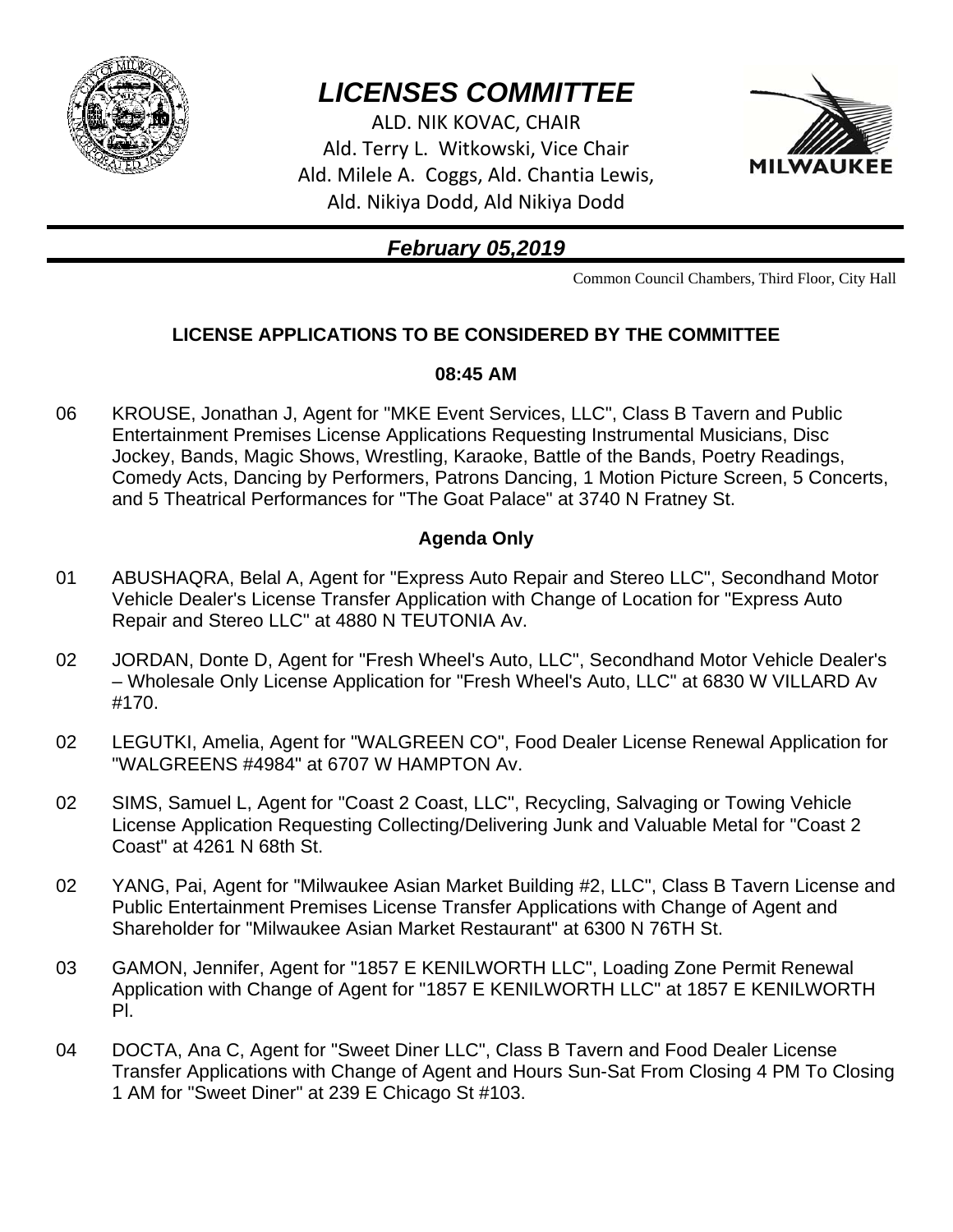# *LICENSES COMMITTEE*

ALD. NIK KOVAC, CHAIR
Ald. Terry L. Witkowski, Vice Chair
Ald. Milele A. Coggs, Ald. Chantia Lewis,
Ald. Nikiya Dodd, Ald Nikiya Dodd

MILWAUKEE

## *February 05,2019*

Common Council Chambers, Third Floor, City Hall

### LICENSE APPLICATIONS TO BE CONSIDERED BY THE COMMITTEE

**08:45 AM**

06 KROUSE, Jonathan J, Agent for "MKE Event Services, LLC", Class B Tavern and Public Entertainment Premises License Applications Requesting Instrumental Musicians, Disc Jockey, Bands, Magic Shows, Wrestling, Karaoke, Battle of the Bands, Poetry Readings, Comedy Acts, Dancing by Performers, Patrons Dancing, 1 Motion Picture Screen, 5 Concerts, and 5 Theatrical Performances for "The Goat Palace" at 3740 N Fratney St.

**Agenda Only**

01 ABUSHAQRA, Belal A, Agent for "Express Auto Repair and Stereo LLC", Secondhand Motor Vehicle Dealer's License Transfer Application with Change of Location for "Express Auto Repair and Stereo LLC" at 4880 N TEUTONIA Av.

02 JORDAN, Donte D, Agent for "Fresh Wheel's Auto, LLC", Secondhand Motor Vehicle Dealer's – Wholesale Only License Application for "Fresh Wheel's Auto, LLC" at 6830 W VILLARD Av #170.

02 LEGUTKI, Amelia, Agent for "WALGREEN CO", Food Dealer License Renewal Application for "WALGREENS #4984" at 6707 W HAMPTON Av.

02 SIMS, Samuel L, Agent for "Coast 2 Coast, LLC", Recycling, Salvaging or Towing Vehicle License Application Requesting Collecting/Delivering Junk and Valuable Metal for "Coast 2 Coast" at 4261 N 68th St.

02 YANG, Pai, Agent for "Milwaukee Asian Market Building #2, LLC", Class B Tavern License and Public Entertainment Premises License Transfer Applications with Change of Agent and Shareholder for "Milwaukee Asian Market Restaurant" at 6300 N 76TH St.

03 GAMON, Jennifer, Agent for "1857 E KENILWORTH LLC", Loading Zone Permit Renewal Application with Change of Agent for "1857 E KENILWORTH LLC" at 1857 E KENILWORTH Pl.

04 DOCTA, Ana C, Agent for "Sweet Diner LLC", Class B Tavern and Food Dealer License Transfer Applications with Change of Agent and Hours Sun-Sat From Closing 4 PM To Closing 1 AM for "Sweet Diner" at 239 E Chicago St #103.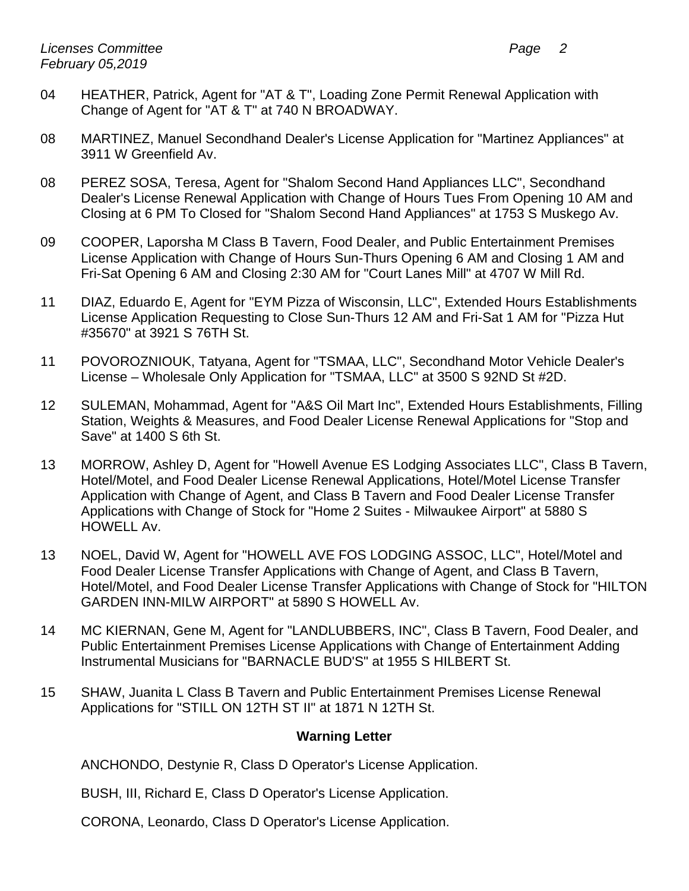04 HEATHER, Patrick, Agent for "AT & T", Loading Zone Permit Renewal Application with Change of Agent for "AT & T" at 740 N BROADWAY.

08 MARTINEZ, Manuel Secondhand Dealer's License Application for "Martinez Appliances" at 3911 W Greenfield Av.

08 PEREZ SOSA, Teresa, Agent for "Shalom Second Hand Appliances LLC", Secondhand Dealer's License Renewal Application with Change of Hours Tues From Opening 10 AM and Closing at 6 PM To Closed for "Shalom Second Hand Appliances" at 1753 S Muskego Av.

09 COOPER, Laporsha M Class B Tavern, Food Dealer, and Public Entertainment Premises License Application with Change of Hours Sun-Thurs Opening 6 AM and Closing 1 AM and Fri-Sat Opening 6 AM and Closing 2:30 AM for "Court Lanes Mill" at 4707 W Mill Rd.

11 DIAZ, Eduardo E, Agent for "EYM Pizza of Wisconsin, LLC", Extended Hours Establishments License Application Requesting to Close Sun-Thurs 12 AM and Fri-Sat 1 AM for "Pizza Hut #35670" at 3921 S 76TH St.

11 POVOROZNIOUK, Tatyana, Agent for "TSMAA, LLC", Secondhand Motor Vehicle Dealer's License – Wholesale Only Application for "TSMAA, LLC" at 3500 S 92ND St #2D.

12 SULEMAN, Mohammad, Agent for "A&S Oil Mart Inc", Extended Hours Establishments, Filling Station, Weights & Measures, and Food Dealer License Renewal Applications for "Stop and Save" at 1400 S 6th St.

13 MORROW, Ashley D, Agent for "Howell Avenue ES Lodging Associates LLC", Class B Tavern, Hotel/Motel, and Food Dealer License Renewal Applications, Hotel/Motel License Transfer Application with Change of Agent, and Class B Tavern and Food Dealer License Transfer Applications with Change of Stock for "Home 2 Suites - Milwaukee Airport" at 5880 S HOWELL Av.

13 NOEL, David W, Agent for "HOWELL AVE FOS LODGING ASSOC, LLC", Hotel/Motel and Food Dealer License Transfer Applications with Change of Agent, and Class B Tavern, Hotel/Motel, and Food Dealer License Transfer Applications with Change of Stock for "HILTON GARDEN INN-MILW AIRPORT" at 5890 S HOWELL Av.

14 MC KIERNAN, Gene M, Agent for "LANDLUBBERS, INC", Class B Tavern, Food Dealer, and Public Entertainment Premises License Applications with Change of Entertainment Adding Instrumental Musicians for "BARNACLE BUD'S" at 1955 S HILBERT St.

15 SHAW, Juanita L Class B Tavern and Public Entertainment Premises License Renewal Applications for "STILL ON 12TH ST II" at 1871 N 12TH St.

**Warning Letter**

ANCHONDO, Destynie R, Class D Operator's License Application.

BUSH, III, Richard E, Class D Operator's License Application.

CORONA, Leonardo, Class D Operator's License Application.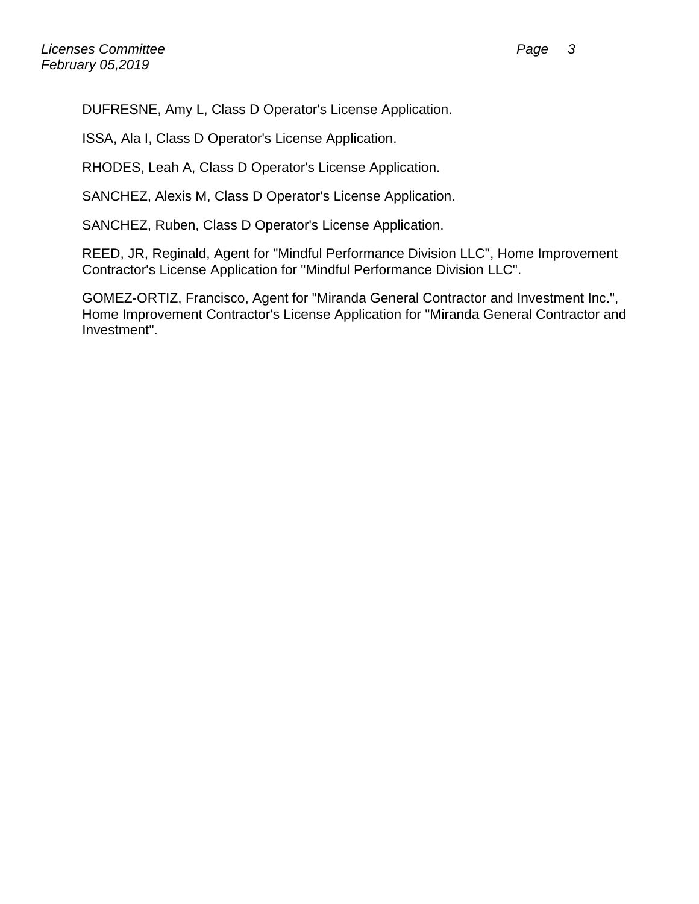DUFRESNE, Amy L, Class D Operator's License Application.

ISSA, Ala I, Class D Operator's License Application.

RHODES, Leah A, Class D Operator's License Application.

SANCHEZ, Alexis M, Class D Operator's License Application.

SANCHEZ, Ruben, Class D Operator's License Application.

REED, JR, Reginald, Agent for "Mindful Performance Division LLC", Home Improvement Contractor's License Application for "Mindful Performance Division LLC".

GOMEZ-ORTIZ, Francisco, Agent for "Miranda General Contractor and Investment Inc.", Home Improvement Contractor's License Application for "Miranda General Contractor and Investment".